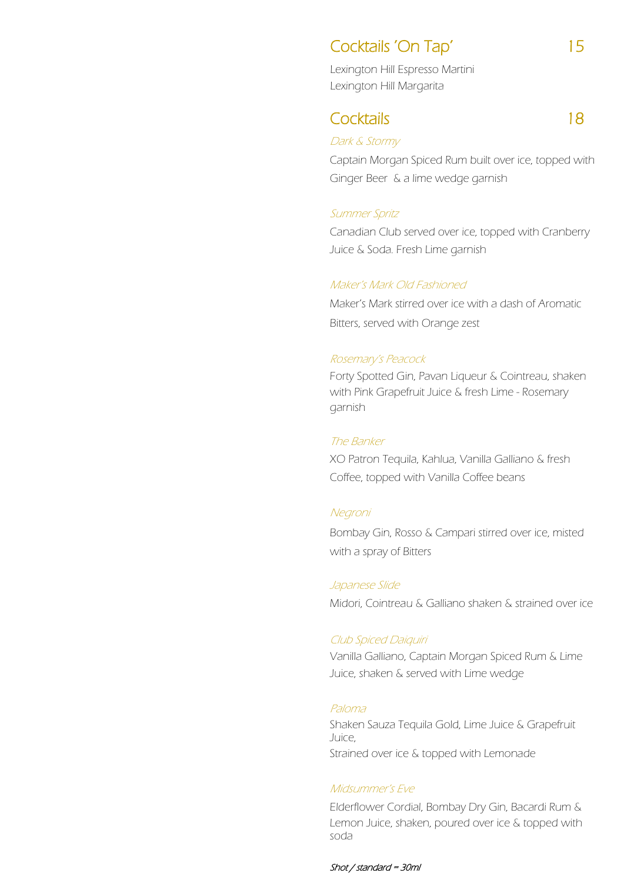## Cocktails 'On Tap' 15

Lexington Hill Espresso Martini
Lexington Hill Margarita

## Cocktails 18

*Dark & Stormy*

Captain Morgan Spiced Rum built over ice, topped with Ginger Beer & a lime wedge garnish

*Summer Spritz*

Canadian Club served over ice, topped with Cranberry Juice & Soda. Fresh Lime garnish

*Maker's Mark Old Fashioned*

Maker's Mark stirred over ice with a dash of Aromatic Bitters, served with Orange zest

*Rosemary's Peacock*

Forty Spotted Gin, Pavan Liqueur & Cointreau, shaken with Pink Grapefruit Juice & fresh Lime - Rosemary garnish

*The Banker*

XO Patron Tequila, Kahlua, Vanilla Galliano & fresh Coffee, topped with Vanilla Coffee beans

*Negroni*

Bombay Gin, Rosso & Campari stirred over ice, misted with a spray of Bitters

*Japanese Slide*

Midori, Cointreau & Galliano shaken & strained over ice

*Club Spiced Daiquiri*

Vanilla Galliano, Captain Morgan Spiced Rum & Lime Juice, shaken & served with Lime wedge

*Paloma*

Shaken Sauza Tequila Gold, Lime Juice & Grapefruit Juice,
Strained over ice & topped with Lemonade

*Midsummer's Eve*

Elderflower Cordial, Bombay Dry Gin, Bacardi Rum & Lemon Juice, shaken, poured over ice & topped with soda

*Shot / standard = 30ml*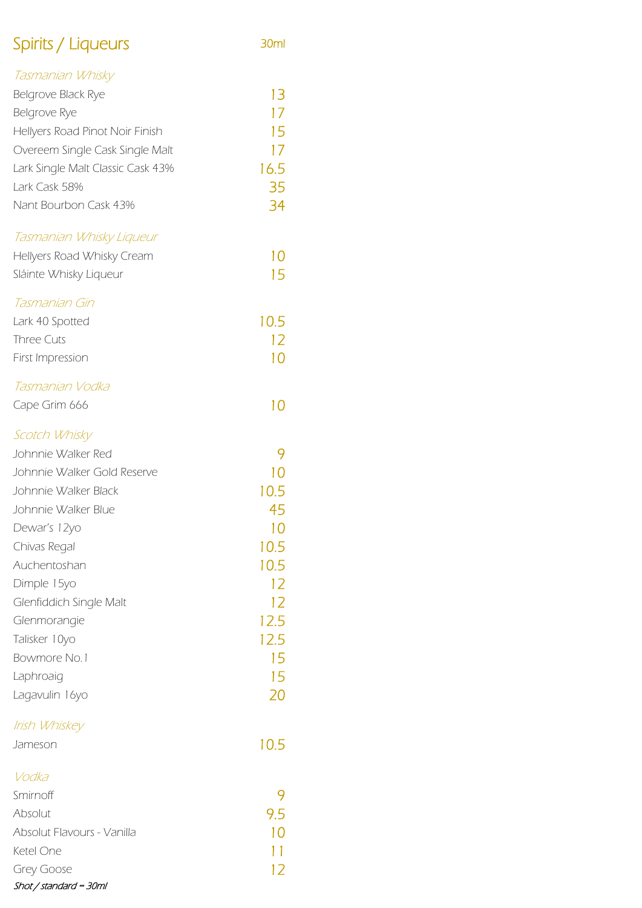# Spirits / Liqueurs

| | 30ml |
|---|---|
| *Tasmanian Whisky* | |
| Belgrove Black Rye | 13 |
| Belgrove Rye | 17 |
| Hellyers Road Pinot Noir Finish | 15 |
| Overeem Single Cask Single Malt | 17 |
| Lark Single Malt Classic Cask 43% | 16.5 |
| Lark Cask 58% | 35 |
| Nant Bourbon Cask 43% | 34 |
| *Tasmanian Whisky Liqueur* | |
| Hellyers Road Whisky Cream | 10 |
| Sláinte Whisky Liqueur | 15 |
| *Tasmanian Gin* | |
| Lark 40 Spotted | 10.5 |
| Three Cuts | 12 |
| First Impression | 10 |
| *Tasmanian Vodka* | |
| Cape Grim 666 | 10 |
| *Scotch Whisky* | |
| Johnnie Walker Red | 9 |
| Johnnie Walker Gold Reserve | 10 |
| Johnnie Walker Black | 10.5 |
| Johnnie Walker Blue | 45 |
| Dewar's 12yo | 10 |
| Chivas Regal | 10.5 |
| Auchentoshan | 10.5 |
| Dimple 15yo | 12 |
| Glenfiddich Single Malt | 12 |
| Glenmorangie | 12.5 |
| Talisker 10yo | 12.5 |
| Bowmore No.1 | 15 |
| Laphroaig | 15 |
| Lagavulin 16yo | 20 |
| *Irish Whiskey* | |
| Jameson | 10.5 |
| *Vodka* | |
| Smirnoff | 9 |
| Absolut | 9.5 |
| Absolut Flavours - Vanilla | 10 |
| Ketel One | 11 |
| Grey Goose | 12 |

*Shot / standard = 30ml*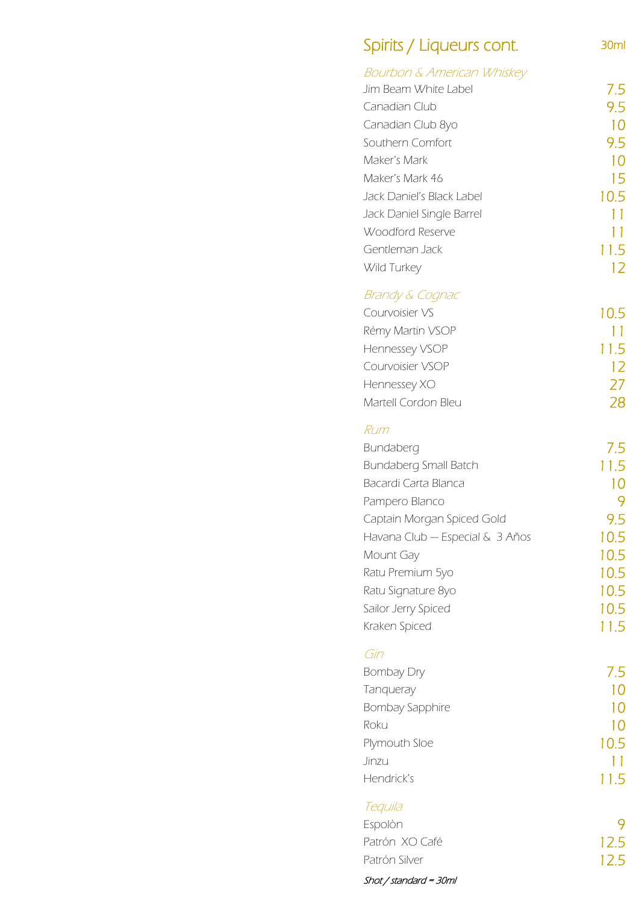## Spirits / Liqueurs cont.

| | 30ml |
|---|---|
| ***Bourbon & American Whiskey*** | |
| Jim Beam White Label | 7.5 |
| Canadian Club | 9.5 |
| Canadian Club 8yo | 10 |
| Southern Comfort | 9.5 |
| Maker's Mark | 10 |
| Maker's Mark 46 | 15 |
| Jack Daniel's Black Label | 10.5 |
| Jack Daniel Single Barrel | 11 |
| Woodford Reserve | 11 |
| Gentleman Jack | 11.5 |
| Wild Turkey | 12 |
| ***Brandy & Cognac*** | |
| Courvoisier VS | 10.5 |
| Rémy Martin VSOP | 11 |
| Hennessey VSOP | 11.5 |
| Courvoisier VSOP | 12 |
| Hennessey XO | 27 |
| Martell Cordon Bleu | 28 |
| ***Rum*** | |
| Bundaberg | 7.5 |
| Bundaberg Small Batch | 11.5 |
| Bacardi Carta Blanca | 10 |
| Pampero Blanco | 9 |
| Captain Morgan Spiced Gold | 9.5 |
| Havana Club – Especial & 3 Años | 10.5 |
| Mount Gay | 10.5 |
| Ratu Premium 5yo | 10.5 |
| Ratu Signature 8yo | 10.5 |
| Sailor Jerry Spiced | 10.5 |
| Kraken Spiced | 11.5 |
| ***Gin*** | |
| Bombay Dry | 7.5 |
| Tanqueray | 10 |
| Bombay Sapphire | 10 |
| Roku | 10 |
| Plymouth Sloe | 10.5 |
| Jinzu | 11 |
| Hendrick's | 11.5 |
| ***Tequila*** | |
| Espolòn | 9 |
| Patrón XO Café | 12.5 |
| Patrón Silver | 12.5 |

*Shot / standard = 30ml*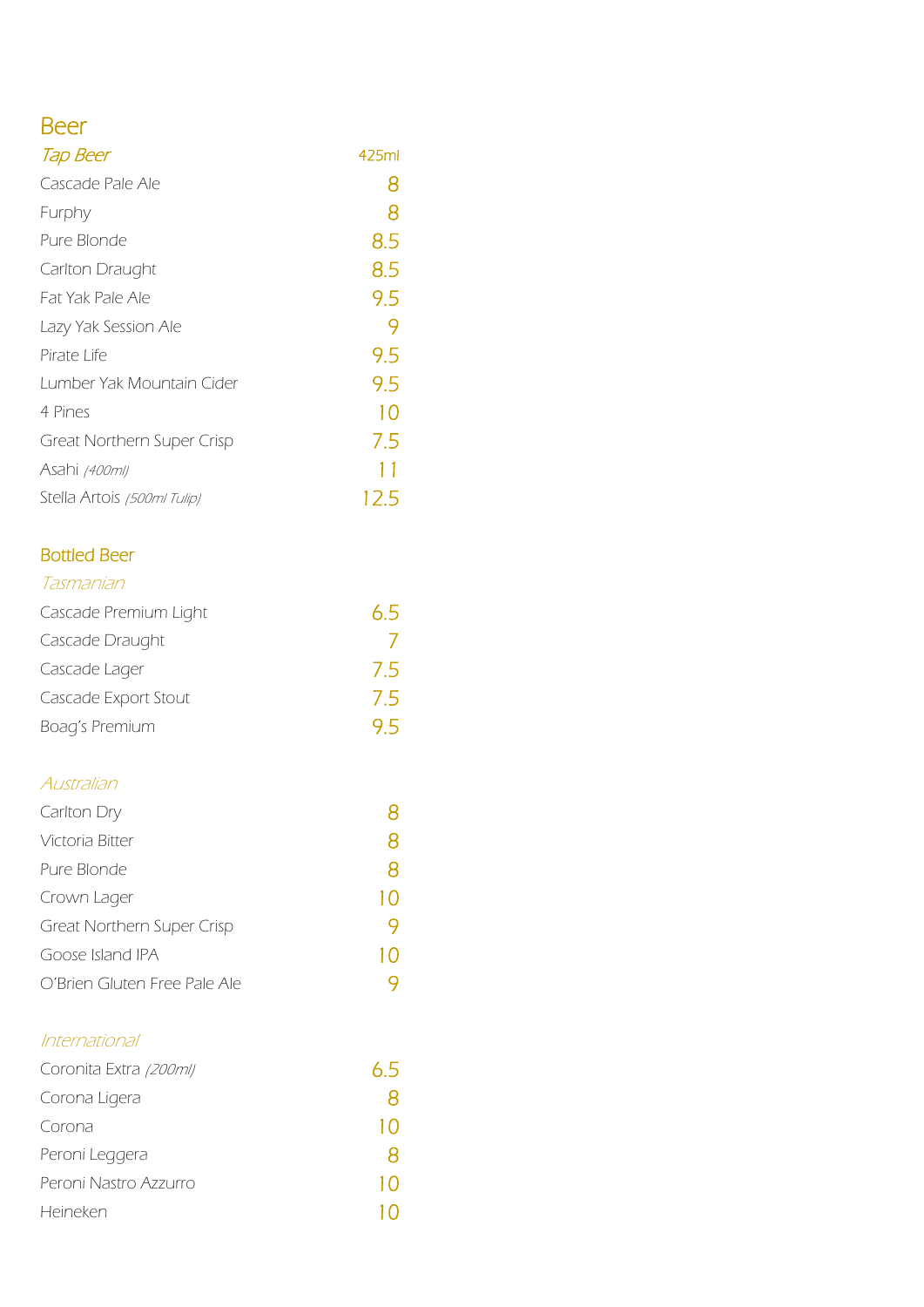# Beer

## *Tap Beer*

| | 425ml |
|---|---|
| Cascade Pale Ale | 8 |
| Furphy | 8 |
| Pure Blonde | 8.5 |
| Carlton Draught | 8.5 |
| Fat Yak Pale Ale | 9.5 |
| Lazy Yak Session Ale | 9 |
| Pirate Life | 9.5 |
| Lumber Yak Mountain Cider | 9.5 |
| 4 Pines | 10 |
| Great Northern Super Crisp | 7.5 |
| Asahi *(400ml)* | 11 |
| Stella Artois *(500ml Tulip)* | 12.5 |

## Bottled Beer

### *Tasmanian*

| | |
|---|---|
| Cascade Premium Light | 6.5 |
| Cascade Draught | 7 |
| Cascade Lager | 7.5 |
| Cascade Export Stout | 7.5 |
| Boag's Premium | 9.5 |

### *Australian*

| | |
|---|---|
| Carlton Dry | 8 |
| Victoria Bitter | 8 |
| Pure Blonde | 8 |
| Crown Lager | 10 |
| Great Northern Super Crisp | 9 |
| Goose Island IPA | 10 |
| O'Brien Gluten Free Pale Ale | 9 |

### *International*

| | |
|---|---|
| Coronita Extra *(200ml)* | 6.5 |
| Corona Ligera | 8 |
| Corona | 10 |
| Peroni Leggera | 8 |
| Peroni Nastro Azzurro | 10 |
| Heineken | 10 |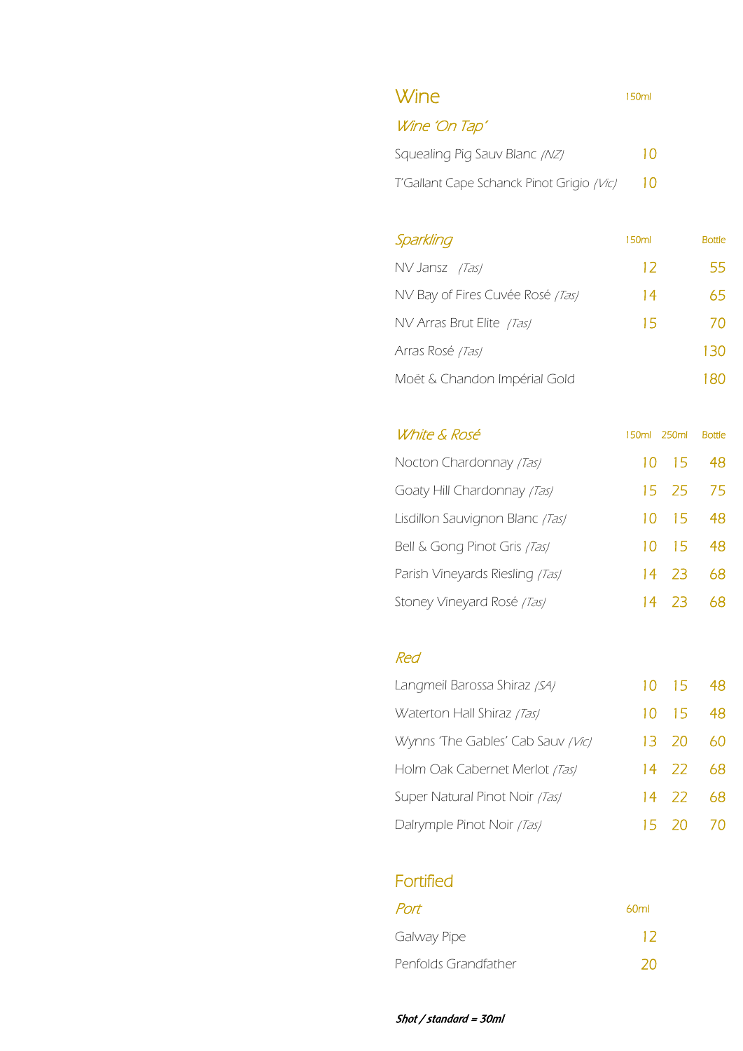# Wine

## *Wine 'On Tap'*

| | 150ml |
|---|---|
| Squealing Pig Sauv Blanc *(NZ)* | 10 |
| T'Gallant Cape Schanck Pinot Grigio *(Vic)* | 10 |

## *Sparkling*

| | 150ml | Bottle |
|---|---|---|
| NV Jansz *(Tas)* | 12 | 55 |
| NV Bay of Fires Cuvée Rosé *(Tas)* | 14 | 65 |
| NV Arras Brut Elite *(Tas)* | 15 | 70 |
| Arras Rosé *(Tas)* | | 130 |
| Moët & Chandon Impérial Gold | | 180 |

## *White & Rosé*

| | 150ml | 250ml | Bottle |
|---|---|---|---|
| Nocton Chardonnay *(Tas)* | 10 | 15 | 48 |
| Goaty Hill Chardonnay *(Tas)* | 15 | 25 | 75 |
| Lisdillon Sauvignon Blanc *(Tas)* | 10 | 15 | 48 |
| Bell & Gong Pinot Gris *(Tas)* | 10 | 15 | 48 |
| Parish Vineyards Riesling *(Tas)* | 14 | 23 | 68 |
| Stoney Vineyard Rosé *(Tas)* | 14 | 23 | 68 |

## *Red*

| | 150ml | 250ml | Bottle |
|---|---|---|---|
| Langmeil Barossa Shiraz *(SA)* | 10 | 15 | 48 |
| Waterton Hall Shiraz *(Tas)* | 10 | 15 | 48 |
| Wynns 'The Gables' Cab Sauv *(Vic)* | 13 | 20 | 60 |
| Holm Oak Cabernet Merlot *(Tas)* | 14 | 22 | 68 |
| Super Natural Pinot Noir *(Tas)* | 14 | 22 | 68 |
| Dalrymple Pinot Noir *(Tas)* | 15 | 20 | 70 |

# Fortified

## *Port*

| | 60ml |
|---|---|
| Galway Pipe | 12 |
| Penfolds Grandfather | 20 |

***Shot / standard = 30ml***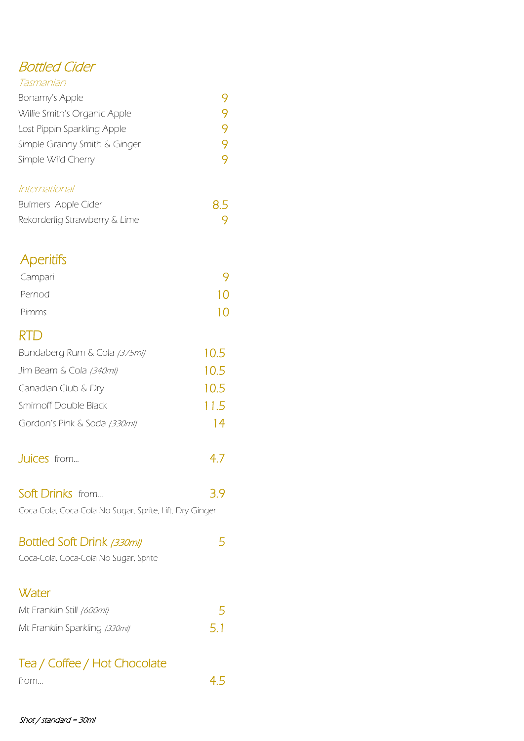## Bottled Cider

### Tasmanian

| | |
|---|---|
| Bonamy's Apple | 9 |
| Willie Smith's Organic Apple | 9 |
| Lost Pippin Sparkling Apple | 9 |
| Simple Granny Smith & Ginger | 9 |
| Simple Wild Cherry | 9 |

### International

| | |
|---|---|
| Bulmers Apple Cider | 8.5 |
| Rekorderlig Strawberry & Lime | 9 |

## Aperitifs

| | |
|---|---|
| Campari | 9 |
| Pernod | 10 |
| Pimms | 10 |

## RTD

| | |
|---|---|
| Bundaberg Rum & Cola *(375ml)* | 10.5 |
| Jim Beam & Cola *(340ml)* | 10.5 |
| Canadian Club & Dry | 10.5 |
| Smirnoff Double Black | 11.5 |
| Gordon's Pink & Soda *(330ml)* | 14 |

## Juices from... 4.7

## Soft Drinks from... 3.9

Coca-Cola, Coca-Cola No Sugar, Sprite, Lift, Dry Ginger

## Bottled Soft Drink *(330ml)* 5

Coca-Cola, Coca-Cola No Sugar, Sprite

## Water

| | |
|---|---|
| Mt Franklin Still *(600ml)* | 5 |
| Mt Franklin Sparkling *(330ml)* | 5.1 |

## Tea / Coffee / Hot Chocolate

from... 4.5

*Shot / standard = 30ml*